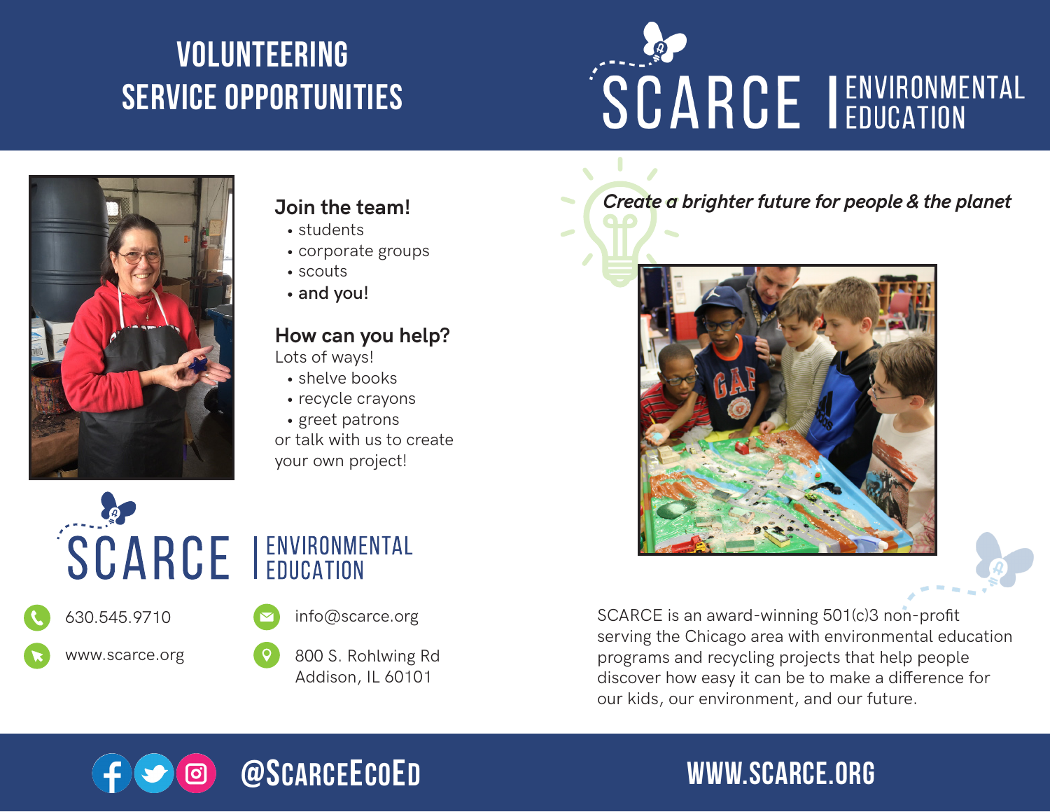# VOLUNTEERING SERVICE OPPORTUNITIES

# SCARCE | ENVIRONMENTAL EDUCATION

## Join the team!

- students
- corporate groups
- scouts
- **and you!**

## How can you help?

Lots of ways!

- shelve books
- recycle crayons
- greet patrons

or talk with us to create your own project!

*Create a brighter future for people & the planet*

SCARCE | ENVIRONMENTAL EDUCATION

630.545.9710

www.scarce.org

info@scarce.org

800 S. Rohlwing Rd
Addison, IL 60101

SCARCE is an award-winning 501(c)3 non-profit serving the Chicago area with environmental education programs and recycling projects that help people discover how easy it can be to make a difference for our kids, our environment, and our future.

@ScarceEcoEd

WWW.SCARCE.ORG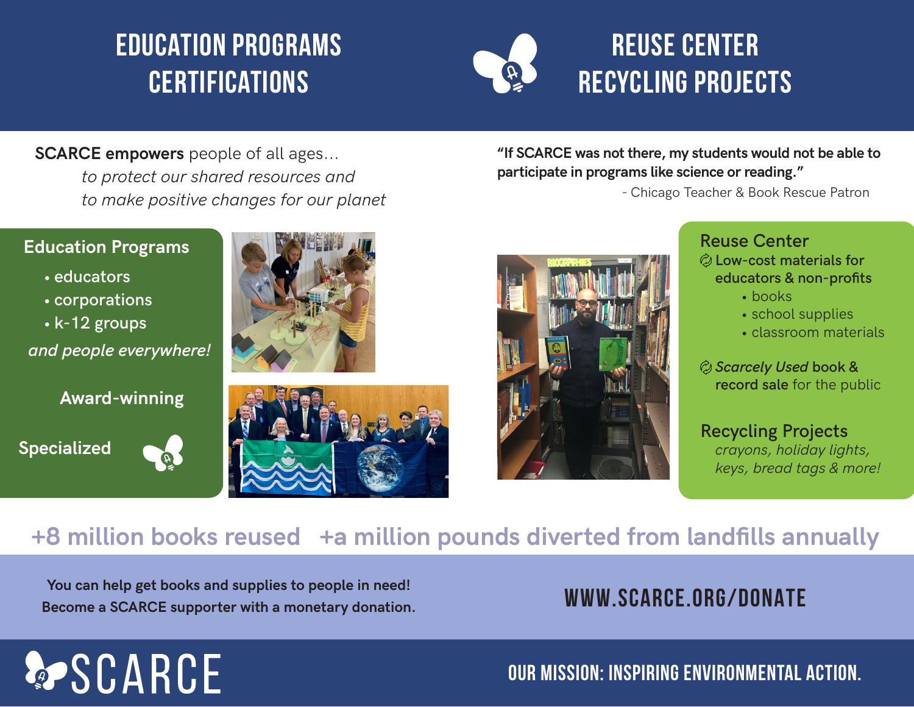# EDUCATION PROGRAMS CERTIFICATIONS

# REUSE CENTER RECYCLING PROJECTS

**SCARCE empowers** people of all ages...
*to protect our shared resources and*
*to make positive changes for our planet*

**"If SCARCE was not there, my students would not be able to participate in programs like science or reading."**
- Chicago Teacher & Book Rescue Patron

## Education Programs

- educators
- corporations
- k-12 groups

*and people everywhere!*

**Award-winning**

**Specialized**

## Reuse Center

**Low-cost materials for educators & non-profits**

- books
- school supplies
- classroom materials

***Scarcely Used* book & record sale** for the public

## Recycling Projects

*crayons, holiday lights, keys, bread tags & more!*

**+8 million books reused +a million pounds diverted from landfills annually**

**You can help get books and supplies to people in need! Become a SCARCE supporter with a monetary donation.**

**WWW.SCARCE.ORG/DONATE**

SCARCE

**OUR MISSION: INSPIRING ENVIRONMENTAL ACTION.**